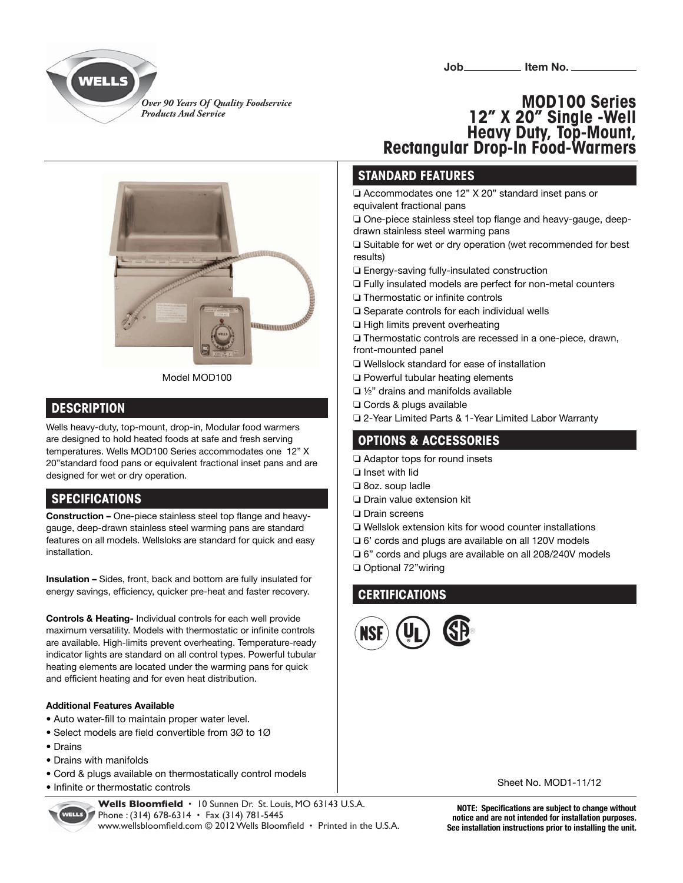Job__________ Item No. __________

*Over 90 Years Of Quality Foodservice Products And Service*

# MOD100 Series 12" X 20" Single -Well Heavy Duty, Top-Mount, Rectangular Drop-In Food-Warmers

Model MOD100

## DESCRIPTION

Wells heavy-duty, top-mount, drop-in, Modular food warmers are designed to hold heated foods at safe and fresh serving temperatures. Wells MOD100 Series accommodates one 12" X 20"standard food pans or equivalent fractional inset pans and are designed for wet or dry operation.

## SPECIFICATIONS

**Construction –** One-piece stainless steel top flange and heavy-gauge, deep-drawn stainless steel warming pans are standard features on all models. Wellsloks are standard for quick and easy installation.

**Insulation –** Sides, front, back and bottom are fully insulated for energy savings, efficiency, quicker pre-heat and faster recovery.

**Controls & Heating-** Individual controls for each well provide maximum versatility. Models with thermostatic or infinite controls are available. High-limits prevent overheating. Temperature-ready indicator lights are standard on all control types. Powerful tubular heating elements are located under the warming pans for quick and efficient heating and for even heat distribution.

**Additional Features Available**

- Auto water-fill to maintain proper water level.
- Select models are field convertible from 3Ø to 1Ø
- Drains
- Drains with manifolds
- Cord & plugs available on thermostatically control models
- Infinite or thermostatic controls

## STANDARD FEATURES

- ❑ Accommodates one 12" X 20" standard inset pans or equivalent fractional pans
- ❑ One-piece stainless steel top flange and heavy-gauge, deep-drawn stainless steel warming pans
- ❑ Suitable for wet or dry operation (wet recommended for best results)
- ❑ Energy-saving fully-insulated construction
- ❑ Fully insulated models are perfect for non-metal counters
- ❑ Thermostatic or infinite controls
- ❑ Separate controls for each individual wells
- ❑ High limits prevent overheating
- ❑ Thermostatic controls are recessed in a one-piece, drawn, front-mounted panel
- ❑ Wellslock standard for ease of installation
- ❑ Powerful tubular heating elements
- ❑ ½" drains and manifolds available
- ❑ Cords & plugs available
- ❑ 2-Year Limited Parts & 1-Year Limited Labor Warranty

## OPTIONS & ACCESSORIES

- ❑ Adaptor tops for round insets
- ❑ Inset with lid
- ❑ 8oz. soup ladle
- ❑ Drain value extension kit
- ❑ Drain screens
- ❑ Wellslok extension kits for wood counter installations
- ❑ 6' cords and plugs are available on all 120V models
- ❑ 6" cords and plugs are available on all 208/240V models
- ❑ Optional 72"wiring

## CERTIFICATIONS

NSF UL CSA

Sheet No. MOD1-11/12

**Wells Bloomfield** • 10 Sunnen Dr. St. Louis, MO 63143 U.S.A.
Phone : (314) 678-6314 • Fax (314) 781-5445
www.wellsbloomfield.com © 2012 Wells Bloomfield • Printed in the U.S.A.

**NOTE: Specifications are subject to change without notice and are not intended for installation purposes. See installation instructions prior to installing the unit.**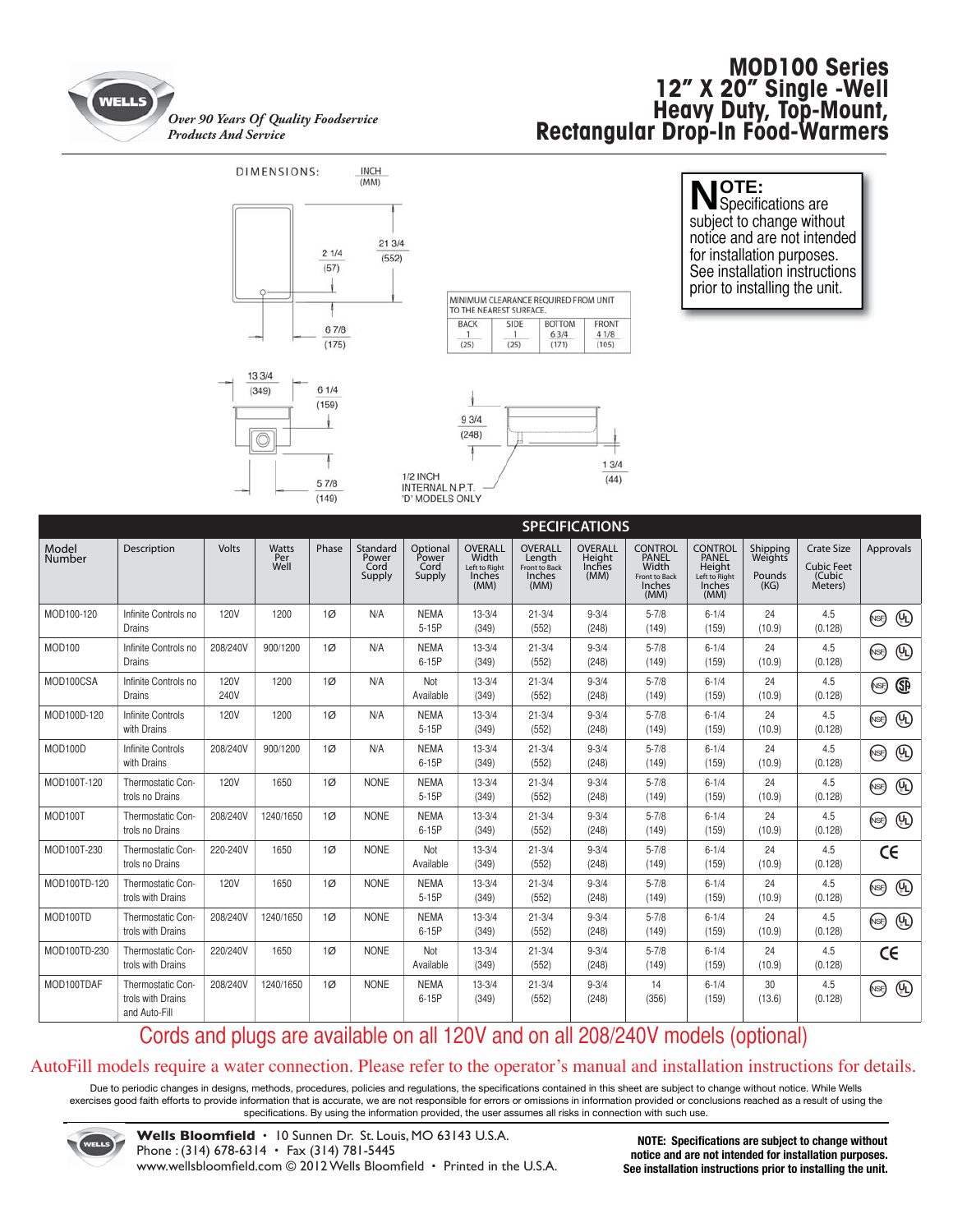# MOD100 Series 12" X 20" Single -Well Heavy Duty, Top-Mount, Rectangular Drop-In Food-Warmers

WELLS

*Over 90 Years Of Quality Foodservice Products And Service*

DIMENSIONS: INCH (MM)

21 3/4 (552)
2 1/4 (57)
6 7/8 (175)
13 3/4 (349)
6 1/4 (159)
5 7/8 (149)
9 3/4 (248)
1 3/4 (44)
1/2 INCH INTERNAL N.P.T. 'D' MODELS ONLY

| MINIMUM CLEARANCE REQUIRED FROM UNIT TO THE NEAREST SURFACE. | | | |
|---|---|---|---|
| BACK | SIDE | BOTTOM | FRONT |
| 1 (25) | 1 (25) | 6 3/4 (171) | 4 1/8 (105) |

**NOTE:** Specifications are subject to change without notice and are not intended for installation purposes. See installation instructions prior to installing the unit.

## SPECIFICATIONS

| Model Number | Description | Volts | Watts Per Well | Phase | Standard Power Cord Supply | Optional Power Cord Supply | OVERALL Width Left to Right Inches (MM) | OVERALL Length Front to Back Inches (MM) | OVERALL Height Inches (MM) | CONTROL PANEL Width Front to Back Inches (MM) | CONTROL PANEL Height Left to Right Inches (MM) | Shipping Weights Pounds (KG) | Crate Size Cubic Feet (Cubic Meters) | Approvals |
|---|---|---|---|---|---|---|---|---|---|---|---|---|---|---|
| MOD100-120 | Infinite Controls no Drains | 120V | 1200 | 1Ø | N/A | NEMA 5-15P | 13-3/4 (349) | 21-3/4 (552) | 9-3/4 (248) | 5-7/8 (149) | 6-1/4 (159) | 24 (10.9) | 4.5 (0.128) | NSF UL |
| MOD100 | Infinite Controls no Drains | 208/240V | 900/1200 | 1Ø | N/A | NEMA 6-15P | 13-3/4 (349) | 21-3/4 (552) | 9-3/4 (248) | 5-7/8 (149) | 6-1/4 (159) | 24 (10.9) | 4.5 (0.128) | NSF UL |
| MOD100CSA | Infinite Controls no Drains | 120V 240V | 1200 | 1Ø | N/A | Not Available | 13-3/4 (349) | 21-3/4 (552) | 9-3/4 (248) | 5-7/8 (149) | 6-1/4 (159) | 24 (10.9) | 4.5 (0.128) | NSF SP |
| MOD100D-120 | Infinite Controls with Drains | 120V | 1200 | 1Ø | N/A | NEMA 5-15P | 13-3/4 (349) | 21-3/4 (552) | 9-3/4 (248) | 5-7/8 (149) | 6-1/4 (159) | 24 (10.9) | 4.5 (0.128) | NSF UL |
| MOD100D | Infinite Controls with Drains | 208/240V | 900/1200 | 1Ø | N/A | NEMA 6-15P | 13-3/4 (349) | 21-3/4 (552) | 9-3/4 (248) | 5-7/8 (149) | 6-1/4 (159) | 24 (10.9) | 4.5 (0.128) | NSF UL |
| MOD100T-120 | Thermostatic Controls no Drains | 120V | 1650 | 1Ø | NONE | NEMA 5-15P | 13-3/4 (349) | 21-3/4 (552) | 9-3/4 (248) | 5-7/8 (149) | 6-1/4 (159) | 24 (10.9) | 4.5 (0.128) | NSF UL |
| MOD100T | Thermostatic Controls no Drains | 208/240V | 1240/1650 | 1Ø | NONE | NEMA 6-15P | 13-3/4 (349) | 21-3/4 (552) | 9-3/4 (248) | 5-7/8 (149) | 6-1/4 (159) | 24 (10.9) | 4.5 (0.128) | NSF UL |
| MOD100T-230 | Thermostatic Controls no Drains | 220-240V | 1650 | 1Ø | NONE | Not Available | 13-3/4 (349) | 21-3/4 (552) | 9-3/4 (248) | 5-7/8 (149) | 6-1/4 (159) | 24 (10.9) | 4.5 (0.128) | CE |
| MOD100TD-120 | Thermostatic Controls with Drains | 120V | 1650 | 1Ø | NONE | NEMA 5-15P | 13-3/4 (349) | 21-3/4 (552) | 9-3/4 (248) | 5-7/8 (149) | 6-1/4 (159) | 24 (10.9) | 4.5 (0.128) | NSF UL |
| MOD100TD | Thermostatic Controls with Drains | 208/240V | 1240/1650 | 1Ø | NONE | NEMA 6-15P | 13-3/4 (349) | 21-3/4 (552) | 9-3/4 (248) | 5-7/8 (149) | 6-1/4 (159) | 24 (10.9) | 4.5 (0.128) | NSF UL |
| MOD100TD-230 | Thermostatic Controls with Drains | 220/240V | 1650 | 1Ø | NONE | Not Available | 13-3/4 (349) | 21-3/4 (552) | 9-3/4 (248) | 5-7/8 (149) | 6-1/4 (159) | 24 (10.9) | 4.5 (0.128) | CE |
| MOD100TDAF | Thermostatic Controls with Drains and Auto-Fill | 208/240V | 1240/1650 | 1Ø | NONE | NEMA 6-15P | 13-3/4 (349) | 21-3/4 (552) | 9-3/4 (248) | 14 (356) | 6-1/4 (159) | 30 (13.6) | 4.5 (0.128) | NSF UL |

Cords and plugs are available on all 120V and on all 208/240V models (optional)

AutoFill models require a water connection. Please refer to the operator's manual and installation instructions for details.

Due to periodic changes in designs, methods, procedures, policies and regulations, the specifications contained in this sheet are subject to change without notice. While Wells exercises good faith efforts to provide information that is accurate, we are not responsible for errors or omissions in information provided or conclusions reached as a result of using the specifications. By using the information provided, the user assumes all risks in connection with such use.

**Wells Bloomfield** • 10 Sunnen Dr. St. Louis, MO 63143 U.S.A.
Phone : (314) 678-6314 • Fax (314) 781-5445
www.wellsbloomfield.com © 2012 Wells Bloomfield • Printed in the U.S.A.

**NOTE: Specifications are subject to change without notice and are not intended for installation purposes. See installation instructions prior to installing the unit.**